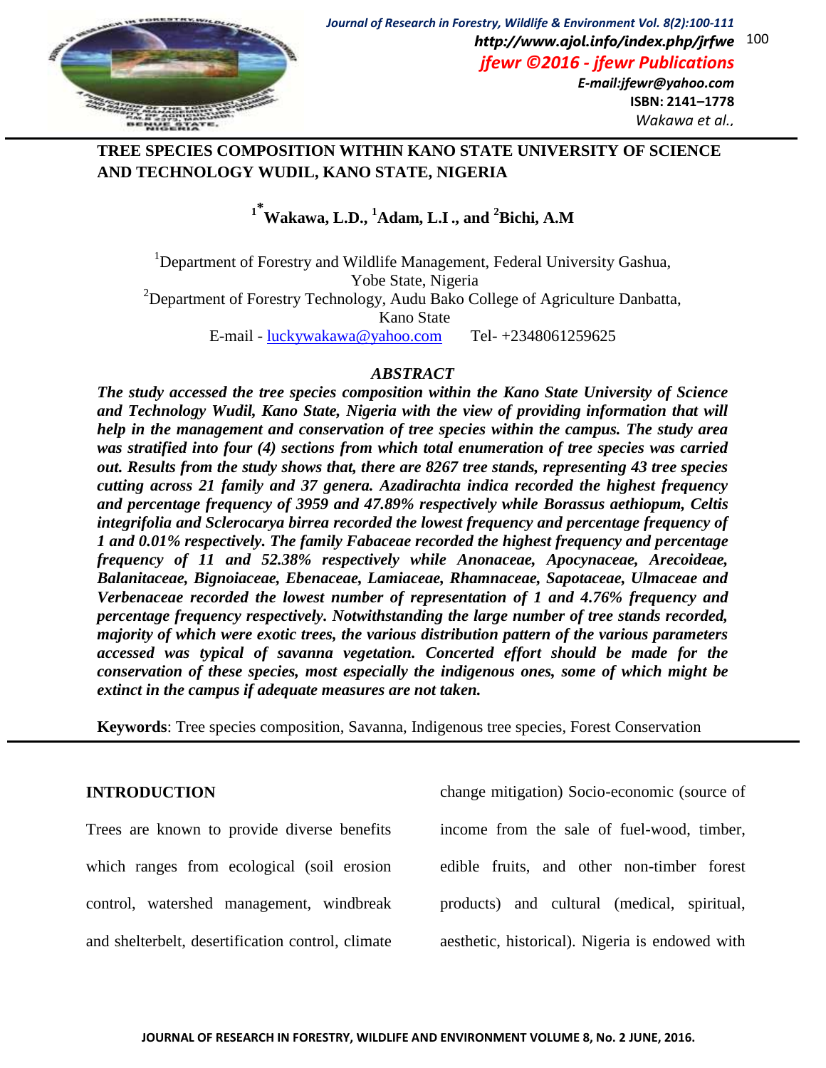# TREE SPECIES COMPOSITION WITHIN KANO STATE UNIVERSITY OF SCIENCE AND TECHNOLOGY WUDIL, KANO STATE, NIGERIA

**[1*]Wakawa, L.D., [1]Adam, L.I ., and [2]Bichi, A.M**

[1]Department of Forestry and Wildlife Management, Federal University Gashua, Yobe State, Nigeria
[2]Department of Forestry Technology, Audu Bako College of Agriculture Danbatta, Kano State
E-mail - luckywakawa@yahoo.com Tel- +2348061259625

## ABSTRACT

***The study accessed the tree species composition within the Kano State University of Science and Technology Wudil, Kano State, Nigeria with the view of providing information that will help in the management and conservation of tree species within the campus. The study area was stratified into four (4) sections from which total enumeration of tree species was carried out. Results from the study shows that, there are 8267 tree stands, representing 43 tree species cutting across 21 family and 37 genera. Azadirachta indica recorded the highest frequency and percentage frequency of 3959 and 47.89% respectively while Borassus aethiopum, Celtis integrifolia and Sclerocarya birrea recorded the lowest frequency and percentage frequency of 1 and 0.01% respectively. The family Fabaceae recorded the highest frequency and percentage frequency of 11 and 52.38% respectively while Anonaceae, Apocynaceae, Arecoideae, Balanitaceae, Bignoiaceae, Ebenaceae, Lamiaceae, Rhamnaceae, Sapotaceae, Ulmaceae and Verbenaceae recorded the lowest number of representation of 1 and 4.76% frequency and percentage frequency respectively. Notwithstanding the large number of tree stands recorded, majority of which were exotic trees, the various distribution pattern of the various parameters accessed was typical of savanna vegetation. Concerted effort should be made for the conservation of these species, most especially the indigenous ones, some of which might be extinct in the campus if adequate measures are not taken.***

**Keywords**: Tree species composition, Savanna, Indigenous tree species, Forest Conservation

## INTRODUCTION

Trees are known to provide diverse benefits which ranges from ecological (soil erosion control, watershed management, windbreak and shelterbelt, desertification control, climate change mitigation) Socio-economic (source of income from the sale of fuel-wood, timber, edible fruits, and other non-timber forest products) and cultural (medical, spiritual, aesthetic, historical). Nigeria is endowed with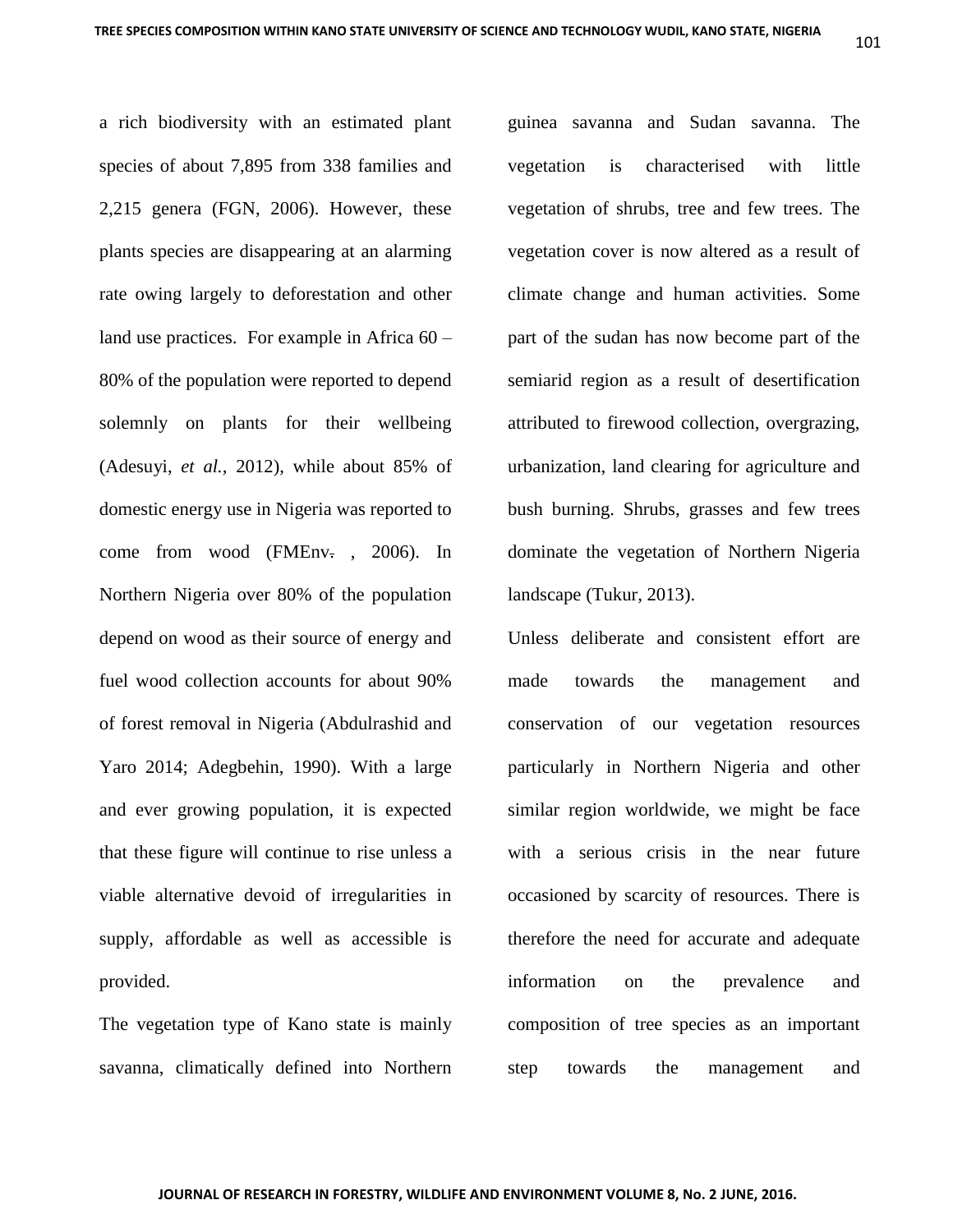a rich biodiversity with an estimated plant species of about 7,895 from 338 families and 2,215 genera (FGN, 2006). However, these plants species are disappearing at an alarming rate owing largely to deforestation and other land use practices. For example in Africa 60 – 80% of the population were reported to depend solemnly on plants for their wellbeing (Adesuyi, *et al.,* 2012), while about 85% of domestic energy use in Nigeria was reported to come from wood (FMEnv. , 2006). In Northern Nigeria over 80% of the population depend on wood as their source of energy and fuel wood collection accounts for about 90% of forest removal in Nigeria (Abdulrashid and Yaro 2014; Adegbehin, 1990). With a large and ever growing population, it is expected that these figure will continue to rise unless a viable alternative devoid of irregularities in supply, affordable as well as accessible is provided.

The vegetation type of Kano state is mainly savanna, climatically defined into Northern guinea savanna and Sudan savanna. The vegetation is characterised with little vegetation of shrubs, tree and few trees. The vegetation cover is now altered as a result of climate change and human activities. Some part of the sudan has now become part of the semiarid region as a result of desertification attributed to firewood collection, overgrazing, urbanization, land clearing for agriculture and bush burning. Shrubs, grasses and few trees dominate the vegetation of Northern Nigeria landscape (Tukur, 2013).

Unless deliberate and consistent effort are made towards the management and conservation of our vegetation resources particularly in Northern Nigeria and other similar region worldwide, we might be face with a serious crisis in the near future occasioned by scarcity of resources. There is therefore the need for accurate and adequate information on the prevalence and composition of tree species as an important step towards the management and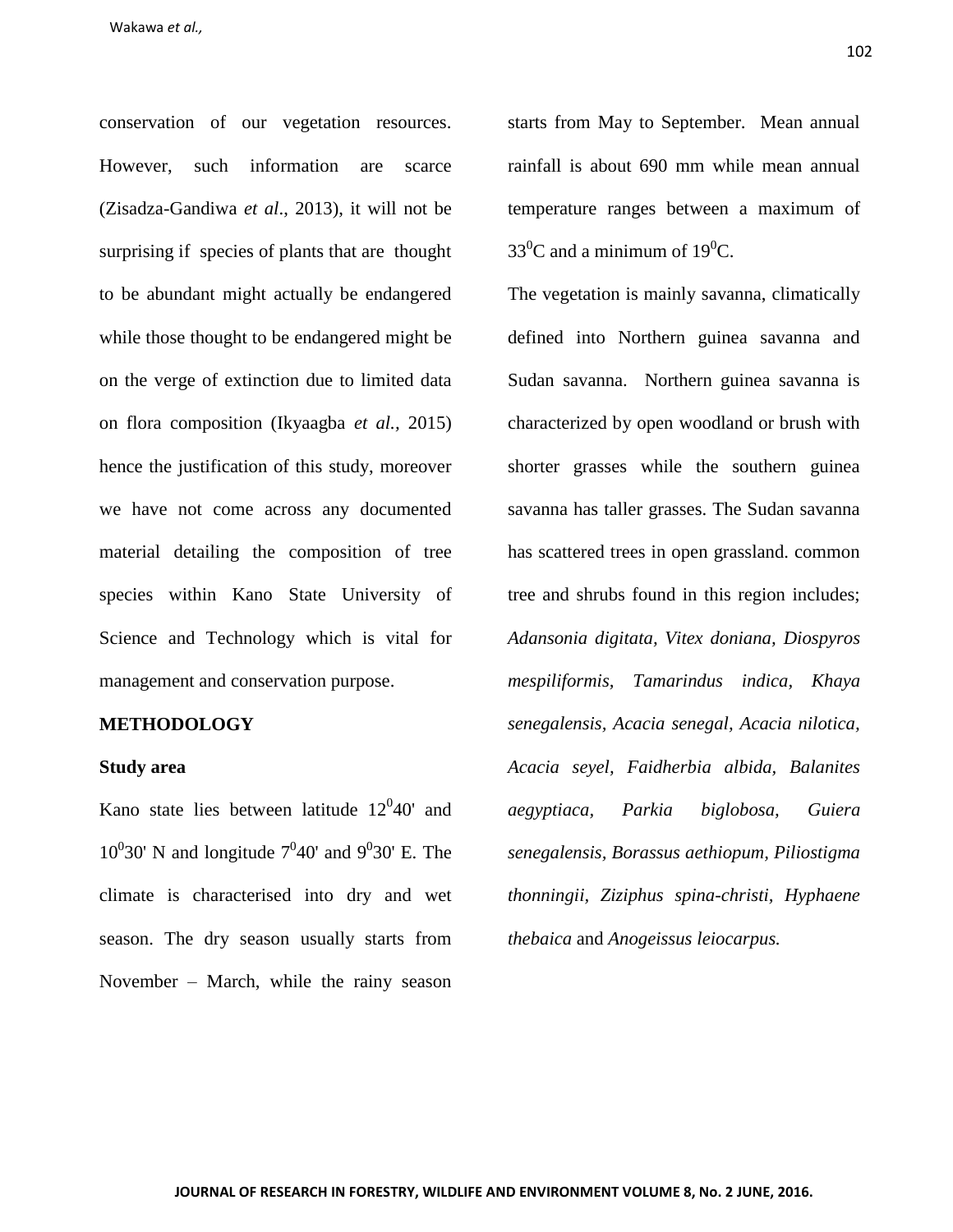conservation of our vegetation resources. However, such information are scarce (Zisadza-Gandiwa *et al*., 2013), it will not be surprising if species of plants that are thought to be abundant might actually be endangered while those thought to be endangered might be on the verge of extinction due to limited data on flora composition (Ikyaagba *et al.,* 2015) hence the justification of this study, moreover we have not come across any documented material detailing the composition of tree species within Kano State University of Science and Technology which is vital for management and conservation purpose.

## METHODOLOGY

### Study area

Kano state lies between latitude $12^0$40' and $10^0$30' N and longitude $7^0$40' and $9^0$30' E. The climate is characterised into dry and wet season. The dry season usually starts from November – March, while the rainy season starts from May to September. Mean annual rainfall is about 690 mm while mean annual temperature ranges between a maximum of $33^0$C and a minimum of $19^0$C.

The vegetation is mainly savanna, climatically defined into Northern guinea savanna and Sudan savanna. Northern guinea savanna is characterized by open woodland or brush with shorter grasses while the southern guinea savanna has taller grasses. The Sudan savanna has scattered trees in open grassland. common tree and shrubs found in this region includes; *Adansonia digitata, Vitex doniana, Diospyros mespiliformis, Tamarindus indica, Khaya senegalensis, Acacia senegal, Acacia nilotica, Acacia seyel, Faidherbia albida*, *Balanites aegyptiaca, Parkia biglobosa, Guiera senegalensis*, *Borassus aethiopum, Piliostigma thonningii, Ziziphus spina-christi, Hyphaene thebaica* and *Anogeissus leiocarpus.*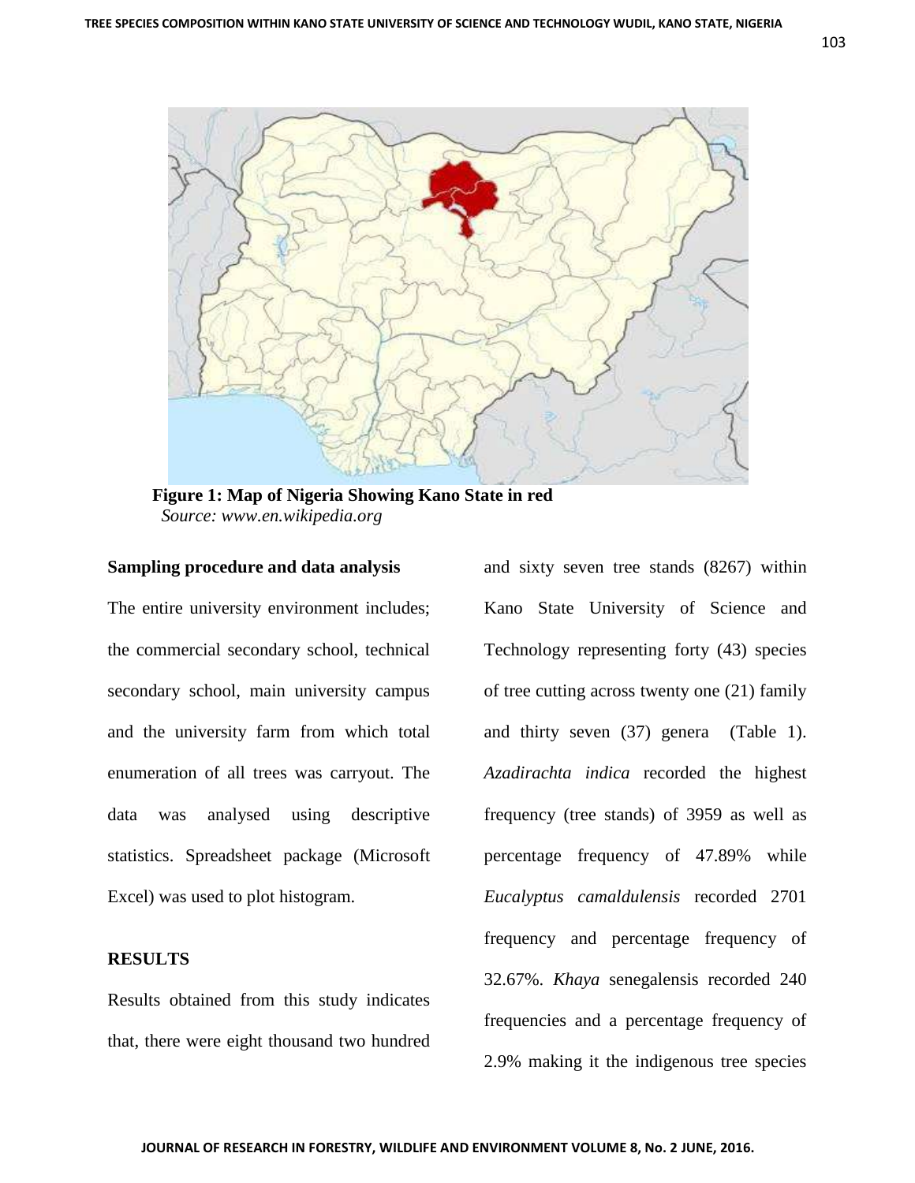**Figure 1: Map of Nigeria Showing Kano State in red**
*Source: www.en.wikipedia.org*

**Sampling procedure and data analysis**

The entire university environment includes; the commercial secondary school, technical secondary school, main university campus and the university farm from which total enumeration of all trees was carryout. The data was analysed using descriptive statistics. Spreadsheet package (Microsoft Excel) was used to plot histogram.

**RESULTS**

Results obtained from this study indicates that, there were eight thousand two hundred and sixty seven tree stands (8267) within Kano State University of Science and Technology representing forty (43) species of tree cutting across twenty one (21) family and thirty seven (37) genera (Table 1). *Azadirachta indica* recorded the highest frequency (tree stands) of 3959 as well as percentage frequency of 47.89% while *Eucalyptus camaldulensis* recorded 2701 frequency and percentage frequency of 32.67%. *Khaya* senegalensis recorded 240 frequencies and a percentage frequency of 2.9% making it the indigenous tree species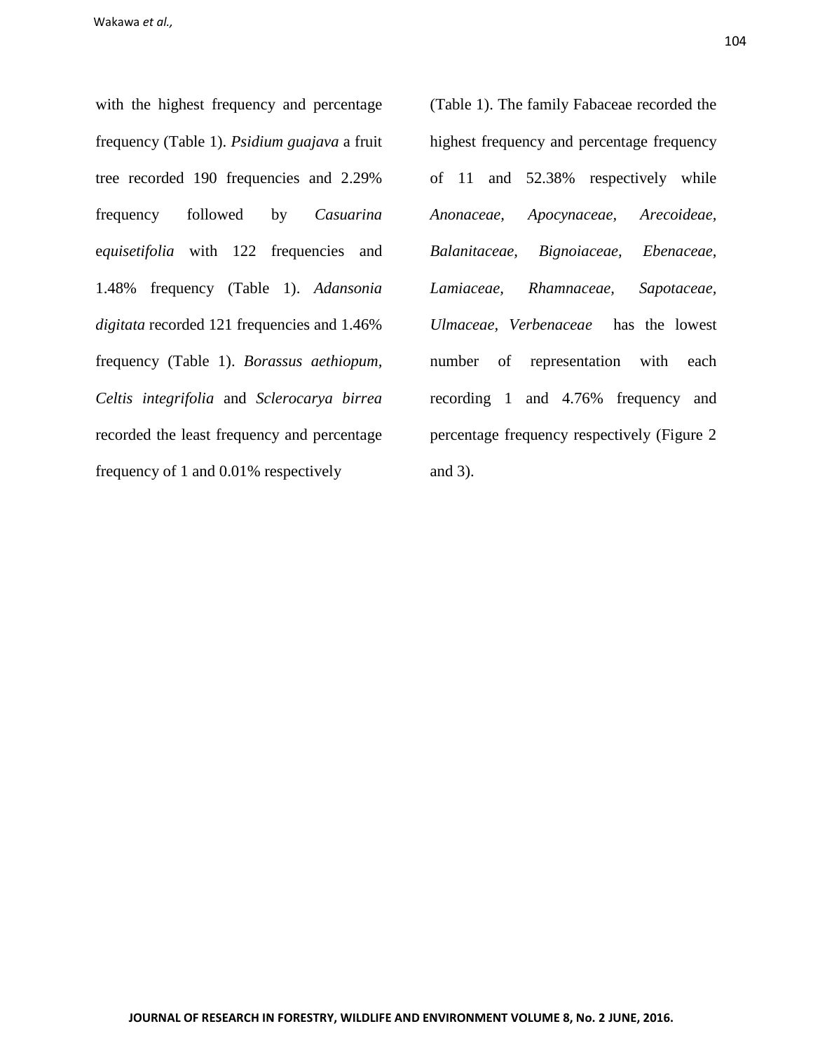with the highest frequency and percentage frequency (Table 1). *Psidium guajava* a fruit tree recorded 190 frequencies and 2.29% frequency followed by *Casuarina* e*quisetifolia* with 122 frequencies and 1.48% frequency (Table 1). *Adansonia digitata* recorded 121 frequencies and 1.46% frequency (Table 1). *Borassus aethiopum, Celtis integrifolia* and *Sclerocarya birrea* recorded the least frequency and percentage frequency of 1 and 0.01% respectively (Table 1). The family Fabaceae recorded the highest frequency and percentage frequency of 11 and 52.38% respectively while *Anonaceae, Apocynaceae, Arecoideae, Balanitaceae, Bignoiaceae, Ebenaceae, Lamiaceae, Rhamnaceae, Sapotaceae, Ulmaceae, Verbenaceae* has the lowest number of representation with each recording 1 and 4.76% frequency and percentage frequency respectively (Figure 2 and 3).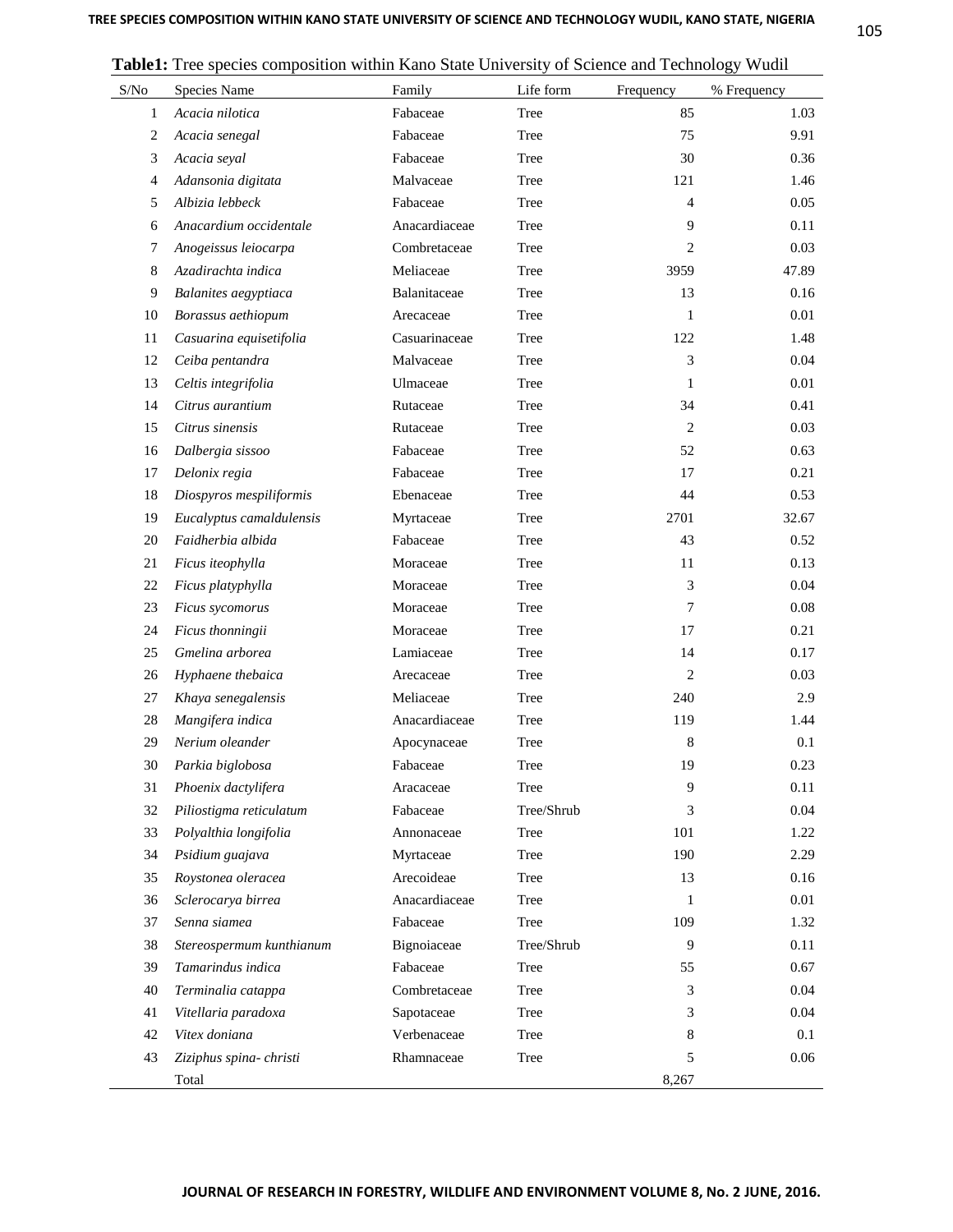**Table1:** Tree species composition within Kano State University of Science and Technology Wudil

| S/No | Species Name | Family | Life form | Frequency | % Frequency |
|---|---|---|---|---|---|
| 1 | *Acacia nilotica* | Fabaceae | Tree | 85 | 1.03 |
| 2 | *Acacia senegal* | Fabaceae | Tree | 75 | 9.91 |
| 3 | *Acacia seyal* | Fabaceae | Tree | 30 | 0.36 |
| 4 | *Adansonia digitata* | Malvaceae | Tree | 121 | 1.46 |
| 5 | *Albizia lebbeck* | Fabaceae | Tree | 4 | 0.05 |
| 6 | *Anacardium occidentale* | Anacardiaceae | Tree | 9 | 0.11 |
| 7 | *Anogeissus leiocarpa* | Combretaceae | Tree | 2 | 0.03 |
| 8 | *Azadirachta indica* | Meliaceae | Tree | 3959 | 47.89 |
| 9 | *Balanites aegyptiaca* | Balanitaceae | Tree | 13 | 0.16 |
| 10 | *Borassus aethiopum* | Arecaceae | Tree | 1 | 0.01 |
| 11 | *Casuarina equisetifolia* | Casuarinaceae | Tree | 122 | 1.48 |
| 12 | *Ceiba pentandra* | Malvaceae | Tree | 3 | 0.04 |
| 13 | *Celtis integrifolia* | Ulmaceae | Tree | 1 | 0.01 |
| 14 | *Citrus aurantium* | Rutaceae | Tree | 34 | 0.41 |
| 15 | *Citrus sinensis* | Rutaceae | Tree | 2 | 0.03 |
| 16 | *Dalbergia sissoo* | Fabaceae | Tree | 52 | 0.63 |
| 17 | *Delonix regia* | Fabaceae | Tree | 17 | 0.21 |
| 18 | *Diospyros mespiliformis* | Ebenaceae | Tree | 44 | 0.53 |
| 19 | *Eucalyptus camaldulensis* | Myrtaceae | Tree | 2701 | 32.67 |
| 20 | *Faidherbia albida* | Fabaceae | Tree | 43 | 0.52 |
| 21 | *Ficus iteophylla* | Moraceae | Tree | 11 | 0.13 |
| 22 | *Ficus platyphylla* | Moraceae | Tree | 3 | 0.04 |
| 23 | *Ficus sycomorus* | Moraceae | Tree | 7 | 0.08 |
| 24 | *Ficus thonningii* | Moraceae | Tree | 17 | 0.21 |
| 25 | *Gmelina arborea* | Lamiaceae | Tree | 14 | 0.17 |
| 26 | *Hyphaene thebaica* | Arecaceae | Tree | 2 | 0.03 |
| 27 | *Khaya senegalensis* | Meliaceae | Tree | 240 | 2.9 |
| 28 | *Mangifera indica* | Anacardiaceae | Tree | 119 | 1.44 |
| 29 | *Nerium oleander* | Apocynaceae | Tree | 8 | 0.1 |
| 30 | *Parkia biglobosa* | Fabaceae | Tree | 19 | 0.23 |
| 31 | *Phoenix dactylifera* | Aracaceae | Tree | 9 | 0.11 |
| 32 | *Piliostigma reticulatum* | Fabaceae | Tree/Shrub | 3 | 0.04 |
| 33 | *Polyalthia longifolia* | Annonaceae | Tree | 101 | 1.22 |
| 34 | *Psidium guajava* | Myrtaceae | Tree | 190 | 2.29 |
| 35 | *Roystonea oleracea* | Arecoideae | Tree | 13 | 0.16 |
| 36 | *Sclerocarya birrea* | Anacardiaceae | Tree | 1 | 0.01 |
| 37 | *Senna siamea* | Fabaceae | Tree | 109 | 1.32 |
| 38 | *Stereospermum kunthianum* | Bignoiaceae | Tree/Shrub | 9 | 0.11 |
| 39 | *Tamarindus indica* | Fabaceae | Tree | 55 | 0.67 |
| 40 | *Terminalia catappa* | Combretaceae | Tree | 3 | 0.04 |
| 41 | *Vitellaria paradoxa* | Sapotaceae | Tree | 3 | 0.04 |
| 42 | *Vitex doniana* | Verbenaceae | Tree | 8 | 0.1 |
| 43 | *Ziziphus spina- christi* | Rhamnaceae | Tree | 5 | 0.06 |
| | Total | | | 8,267 | |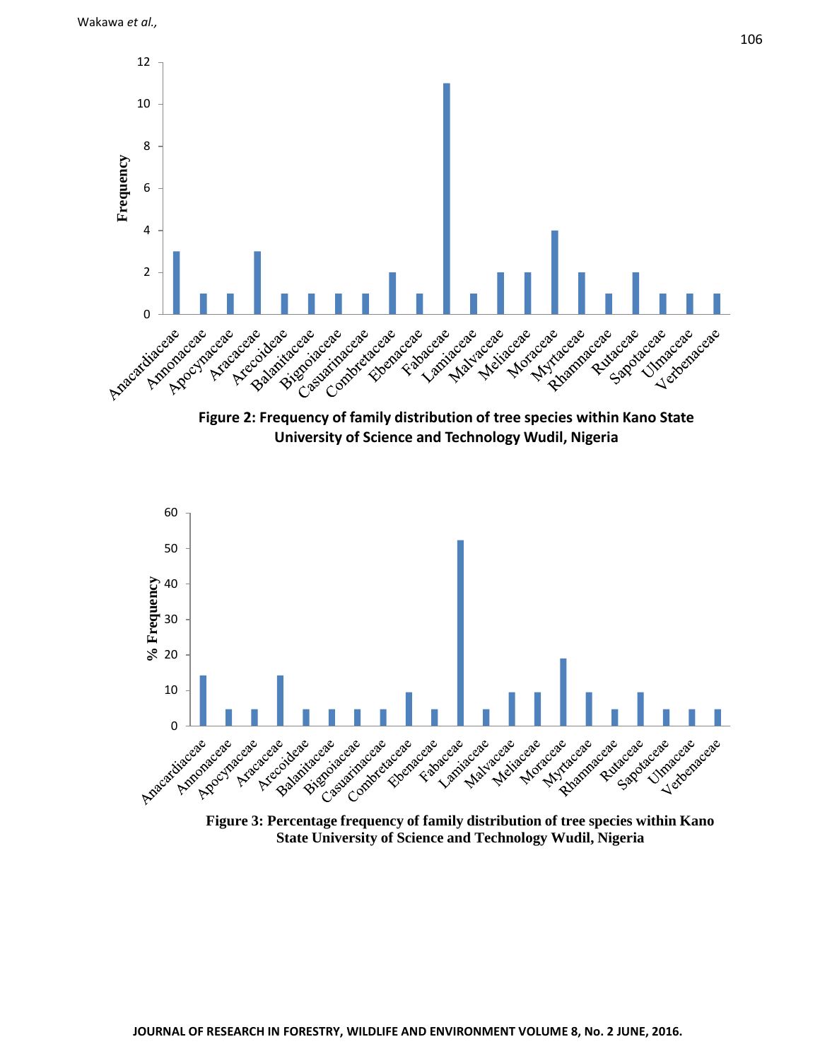**Figure 2: Frequency of family distribution of tree species within Kano State University of Science and Technology Wudil, Nigeria**

**Figure 3: Percentage frequency of family distribution of tree species within Kano State University of Science and Technology Wudil, Nigeria**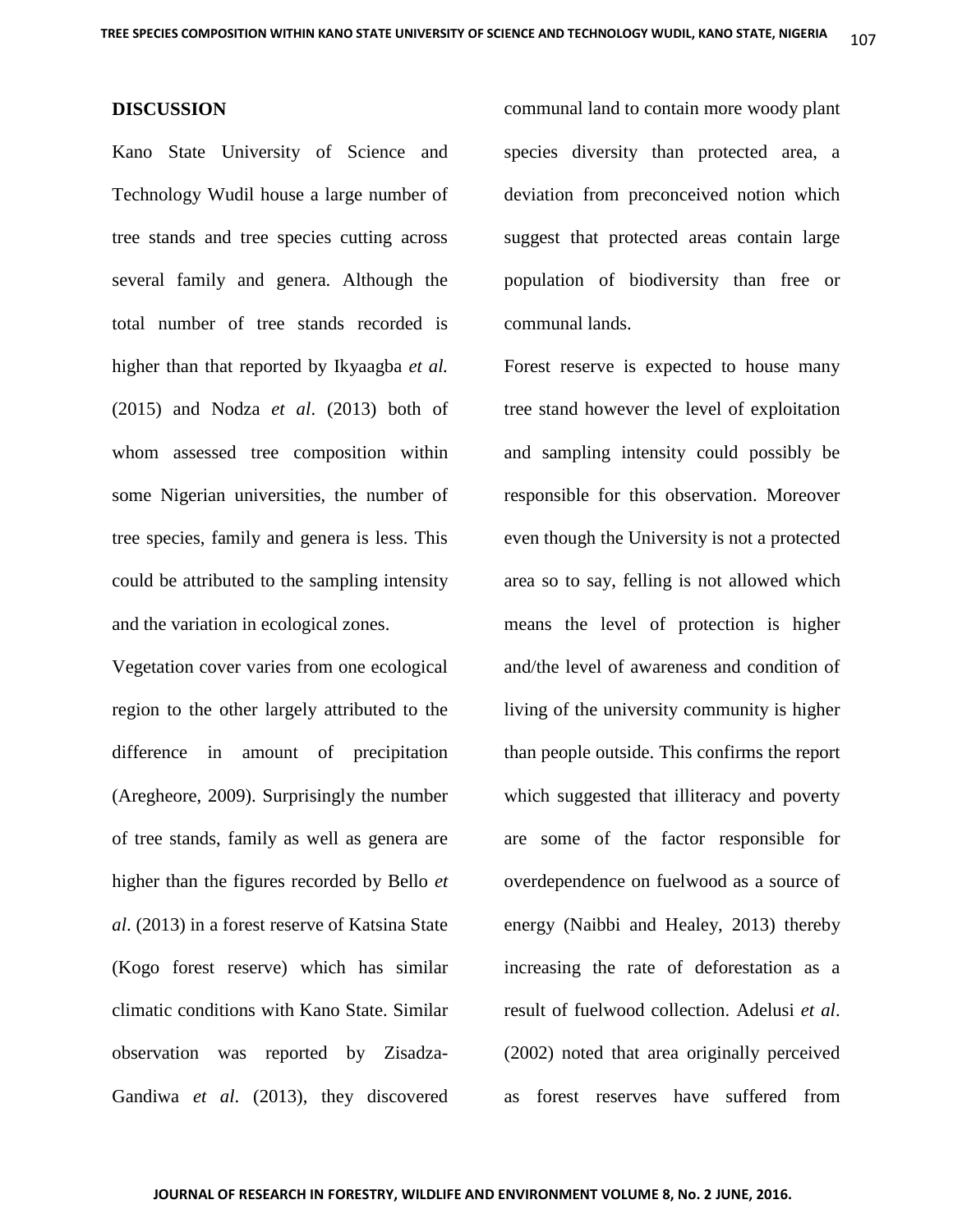## DISCUSSION

Kano State University of Science and Technology Wudil house a large number of tree stands and tree species cutting across several family and genera. Although the total number of tree stands recorded is higher than that reported by Ikyaagba *et al.* (2015) and Nodza *et al*. (2013) both of whom assessed tree composition within some Nigerian universities, the number of tree species, family and genera is less. This could be attributed to the sampling intensity and the variation in ecological zones.

Vegetation cover varies from one ecological region to the other largely attributed to the difference in amount of precipitation (Aregheore, 2009). Surprisingly the number of tree stands, family as well as genera are higher than the figures recorded by Bello *et al*. (2013) in a forest reserve of Katsina State (Kogo forest reserve) which has similar climatic conditions with Kano State. Similar observation was reported by Zisadza-Gandiwa *et al*. (2013), they discovered communal land to contain more woody plant species diversity than protected area, a deviation from preconceived notion which suggest that protected areas contain large population of biodiversity than free or communal lands.

Forest reserve is expected to house many tree stand however the level of exploitation and sampling intensity could possibly be responsible for this observation. Moreover even though the University is not a protected area so to say, felling is not allowed which means the level of protection is higher and/the level of awareness and condition of living of the university community is higher than people outside. This confirms the report which suggested that illiteracy and poverty are some of the factor responsible for overdependence on fuelwood as a source of energy (Naibbi and Healey, 2013) thereby increasing the rate of deforestation as a result of fuelwood collection. Adelusi *et al*. (2002) noted that area originally perceived as forest reserves have suffered from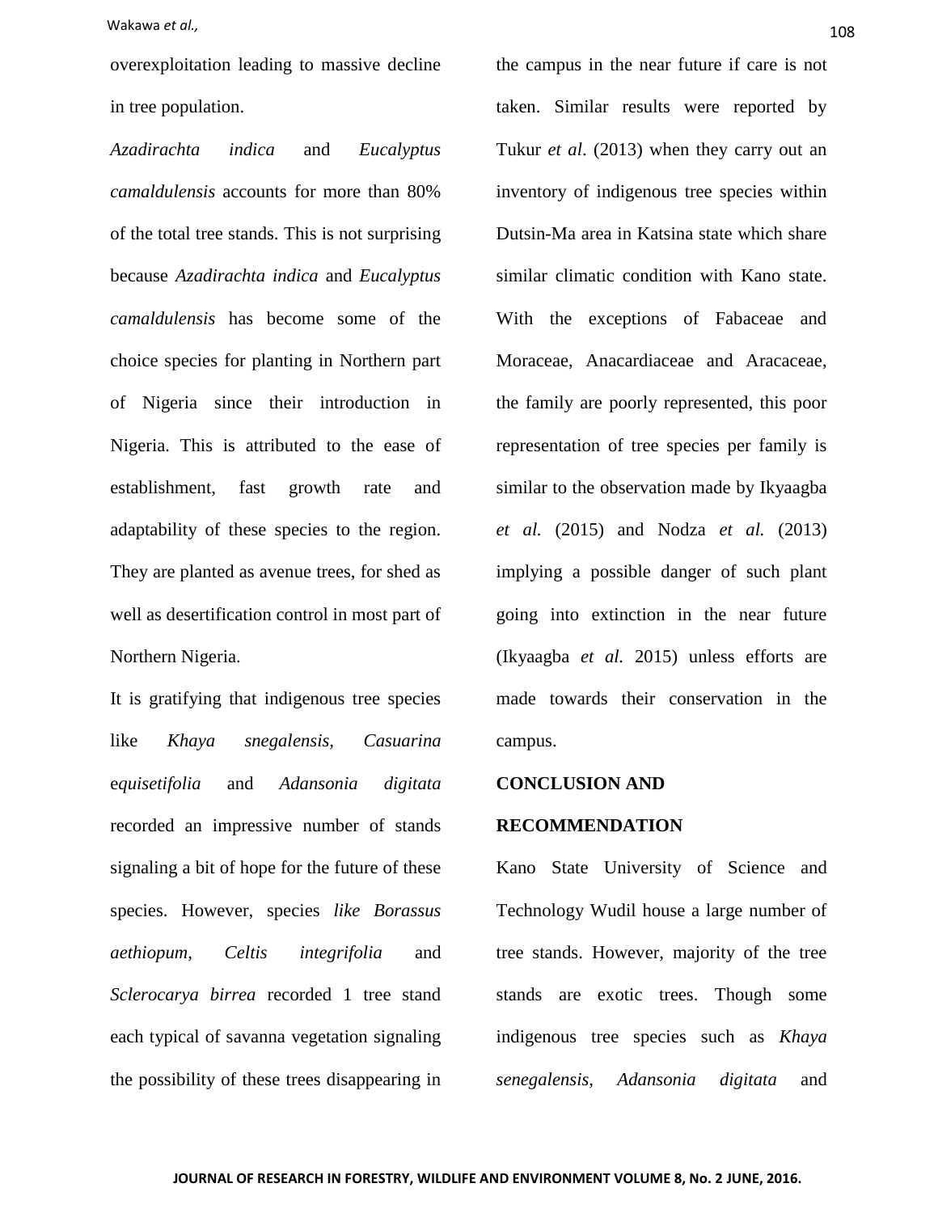overexploitation leading to massive decline in tree population.

*Azadirachta indica* and *Eucalyptus camaldulensis* accounts for more than 80% of the total tree stands. This is not surprising because *Azadirachta indica* and *Eucalyptus camaldulensis* has become some of the choice species for planting in Northern part of Nigeria since their introduction in Nigeria. This is attributed to the ease of establishment, fast growth rate and adaptability of these species to the region. They are planted as avenue trees, for shed as well as desertification control in most part of Northern Nigeria.

It is gratifying that indigenous tree species like *Khaya snegalensis*, *Casuarina equisetifolia* and *Adansonia digitata* recorded an impressive number of stands signaling a bit of hope for the future of these species. However, species *like Borassus aethiopum, Celtis integrifolia* and *Sclerocarya birrea* recorded 1 tree stand each typical of savanna vegetation signaling the possibility of these trees disappearing in the campus in the near future if care is not taken. Similar results were reported by Tukur *et al*. (2013) when they carry out an inventory of indigenous tree species within Dutsin-Ma area in Katsina state which share similar climatic condition with Kano state. With the exceptions of Fabaceae and Moraceae, Anacardiaceae and Aracaceae, the family are poorly represented, this poor representation of tree species per family is similar to the observation made by Ikyaagba *et al.* (2015) and Nodza *et al.* (2013) implying a possible danger of such plant going into extinction in the near future (Ikyaagba *et al.* 2015) unless efforts are made towards their conservation in the campus.

## CONCLUSION AND RECOMMENDATION

Kano State University of Science and Technology Wudil house a large number of tree stands. However, majority of the tree stands are exotic trees. Though some indigenous tree species such as *Khaya senegalensis*, *Adansonia digitata* and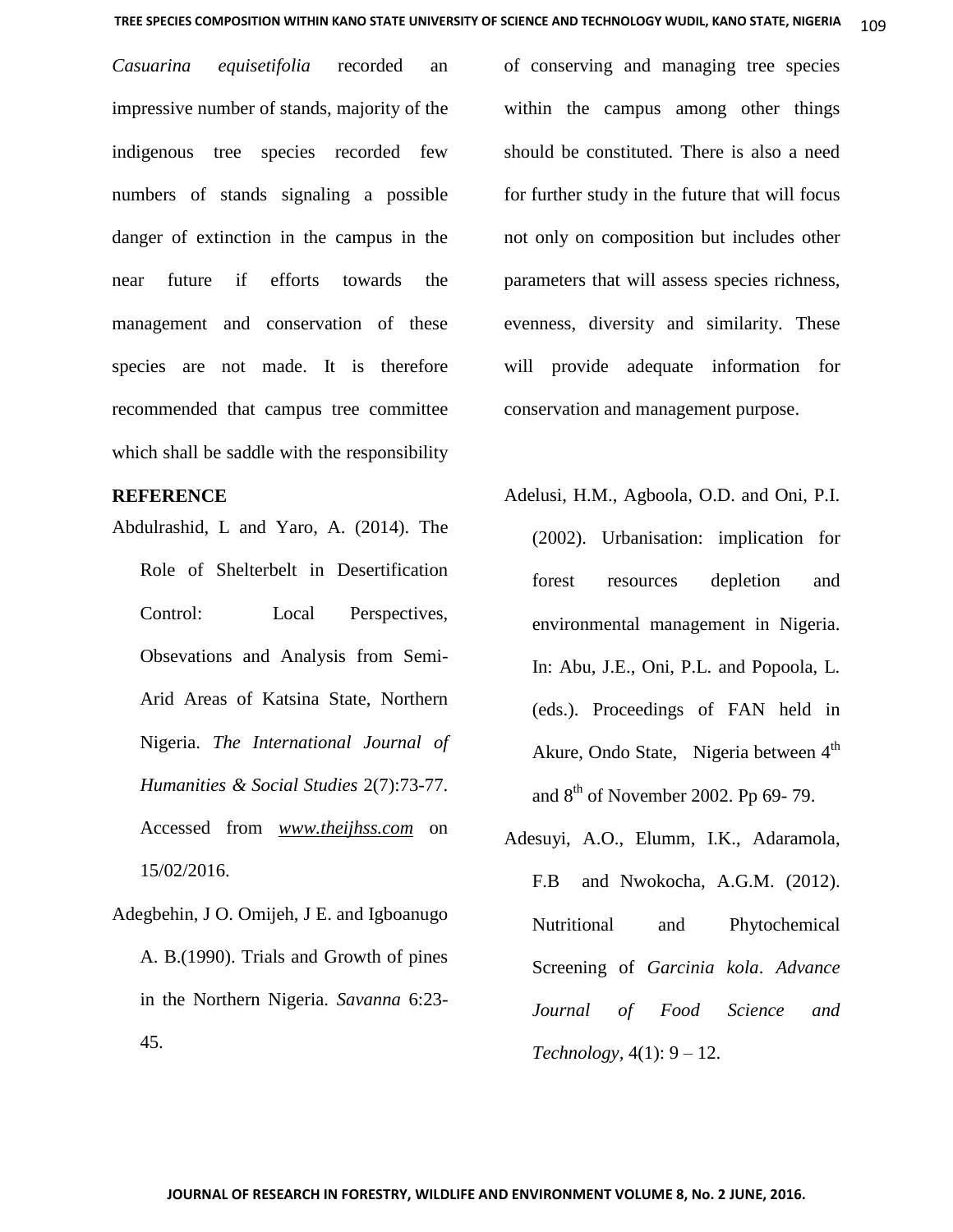*Casuarina equisetifolia* recorded an impressive number of stands, majority of the indigenous tree species recorded few numbers of stands signaling a possible danger of extinction in the campus in the near future if efforts towards the management and conservation of these species are not made. It is therefore recommended that campus tree committee which shall be saddle with the responsibility of conserving and managing tree species within the campus among other things should be constituted. There is also a need for further study in the future that will focus not only on composition but includes other parameters that will assess species richness, evenness, diversity and similarity. These will provide adequate information for conservation and management purpose.

**REFERENCE**

Abdulrashid, L and Yaro, A. (2014). The Role of Shelterbelt in Desertification Control: Local Perspectives, Obsevations and Analysis from Semi-Arid Areas of Katsina State, Northern Nigeria. *The International Journal of Humanities & Social Studies* 2(7):73-77. Accessed from *www.theijhss.com* on 15/02/2016.

Adegbehin, J O. Omijeh, J E. and Igboanugo A. B.(1990). Trials and Growth of pines in the Northern Nigeria. *Savanna* 6:23-45.

Adelusi, H.M., Agboola, O.D. and Oni, P.I. (2002). Urbanisation: implication for forest resources depletion and environmental management in Nigeria. In: Abu, J.E., Oni, P.L. and Popoola, L. (eds.). Proceedings of FAN held in Akure, Ondo State, Nigeria between 4th and 8th of November 2002. Pp 69- 79.

Adesuyi, A.O., Elumm, I.K., Adaramola, F.B and Nwokocha, A.G.M. (2012). Nutritional and Phytochemical Screening of *Garcinia kola*. *Advance Journal of Food Science and Technology*, 4(1): 9 – 12.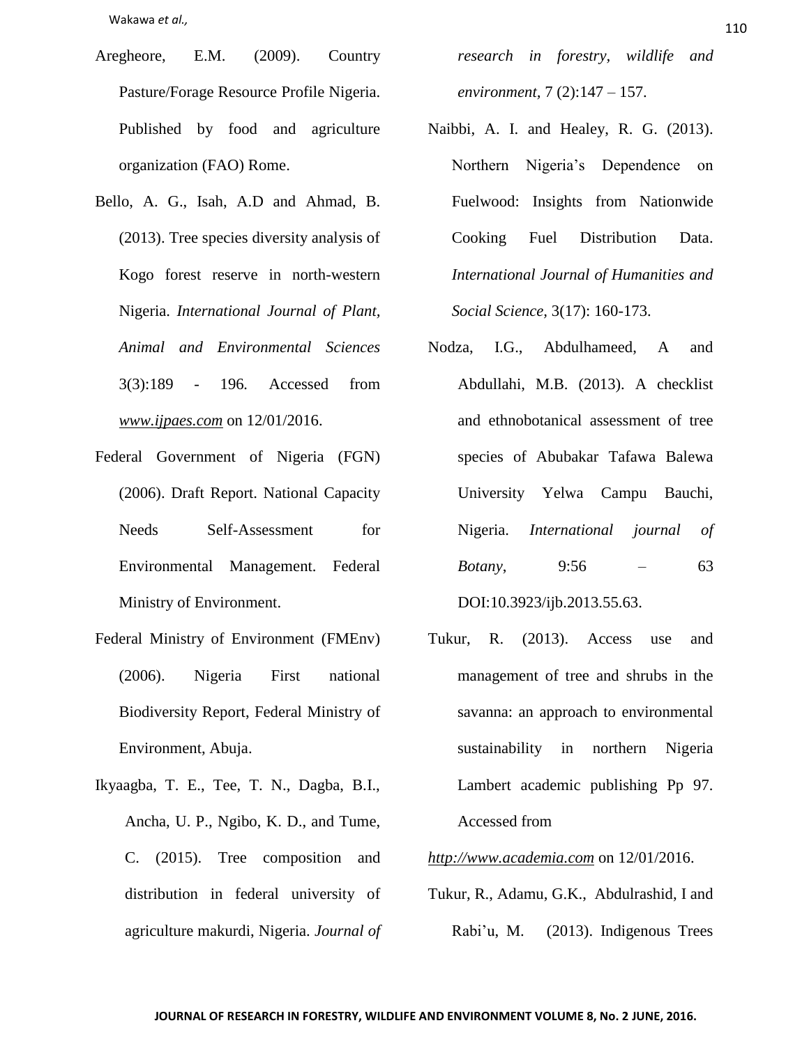Aregheore, E.M. (2009). Country Pasture/Forage Resource Profile Nigeria. Published by food and agriculture organization (FAO) Rome.

Bello, A. G., Isah, A.D and Ahmad, B. (2013). Tree species diversity analysis of Kogo forest reserve in north-western Nigeria. *International Journal of Plant, Animal and Environmental Sciences* 3(3):189 - 196. Accessed from *www.ijpaes.com* on 12/01/2016.

Federal Government of Nigeria (FGN) (2006). Draft Report. National Capacity Needs Self-Assessment for Environmental Management. Federal Ministry of Environment.

Federal Ministry of Environment (FMEnv) (2006). Nigeria First national Biodiversity Report, Federal Ministry of Environment, Abuja.

Ikyaagba, T. E., Tee, T. N., Dagba, B.I., Ancha, U. P., Ngibo, K. D., and Tume, C. (2015). Tree composition and distribution in federal university of agriculture makurdi, Nigeria. *Journal of research in forestry, wildlife and environment*, 7 (2):147 – 157.

Naibbi, A. I. and Healey, R. G. (2013). Northern Nigeria's Dependence on Fuelwood: Insights from Nationwide Cooking Fuel Distribution Data. *International Journal of Humanities and Social Science,* 3(17): 160-173.

Nodza, I.G., Abdulhameed, A and Abdullahi, M.B. (2013). A checklist and ethnobotanical assessment of tree species of Abubakar Tafawa Balewa University Yelwa Campu Bauchi, Nigeria. *International journal of Botany*, 9:56 – 63 DOI:10.3923/ijb.2013.55.63.

Tukur, R. (2013). Access use and management of tree and shrubs in the savanna: an approach to environmental sustainability in northern Nigeria Lambert academic publishing Pp 97. Accessed from *http://www.academia.com* on 12/01/2016.

Tukur, R., Adamu, G.K., Abdulrashid, I and Rabi'u, M. (2013). Indigenous Trees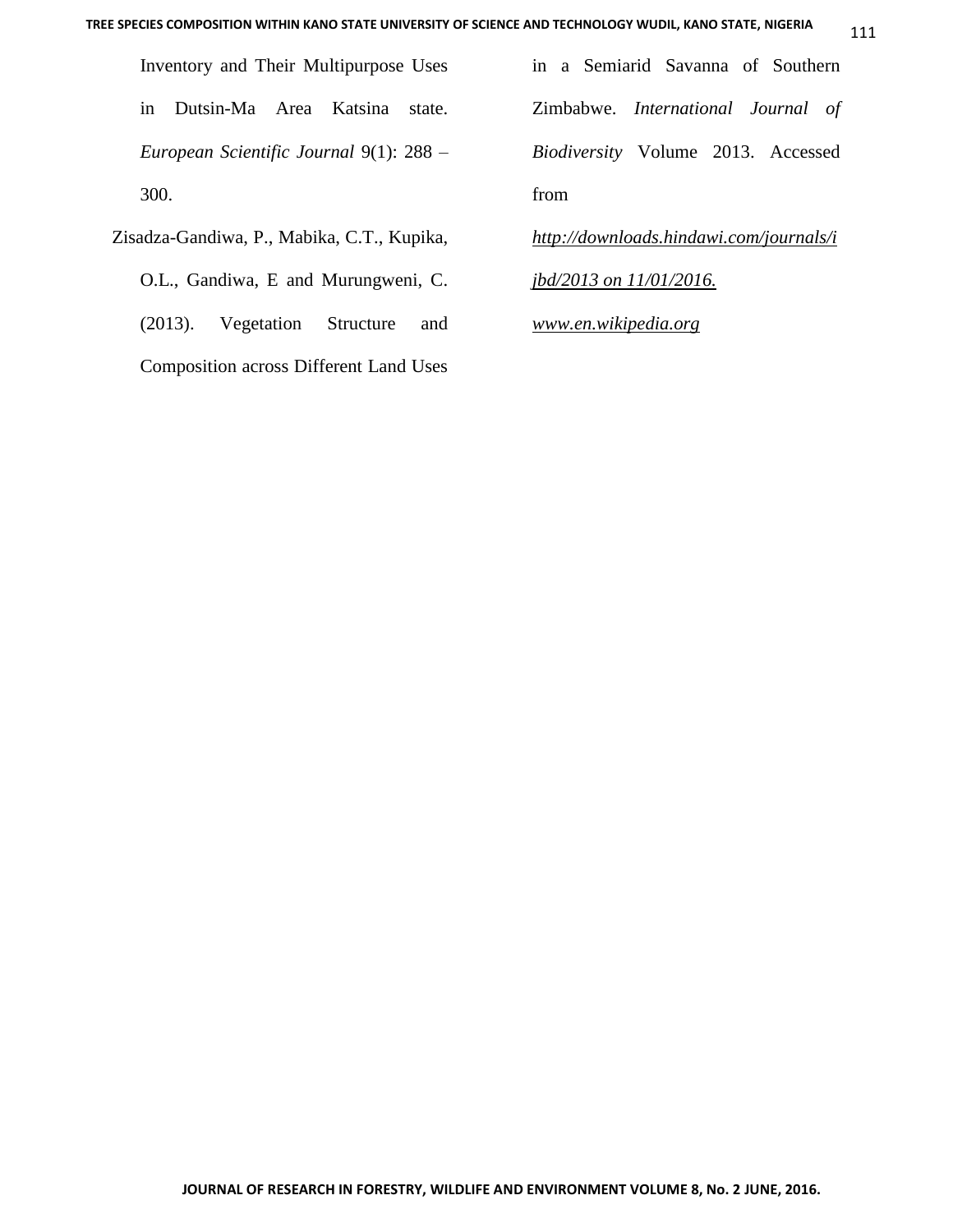Inventory and Their Multipurpose Uses in Dutsin-Ma Area Katsina state. *European Scientific Journal* 9(1): 288 – 300.

Zisadza-Gandiwa, P., Mabika, C.T., Kupika, O.L., Gandiwa, E and Murungweni, C. (2013). Vegetation Structure and Composition across Different Land Uses in a Semiarid Savanna of Southern Zimbabwe. *International Journal of Biodiversity* Volume 2013. Accessed from *http://downloads.hindawi.com/journals/ijbd/2013 on 11/01/2016.*

*www.en.wikipedia.org*